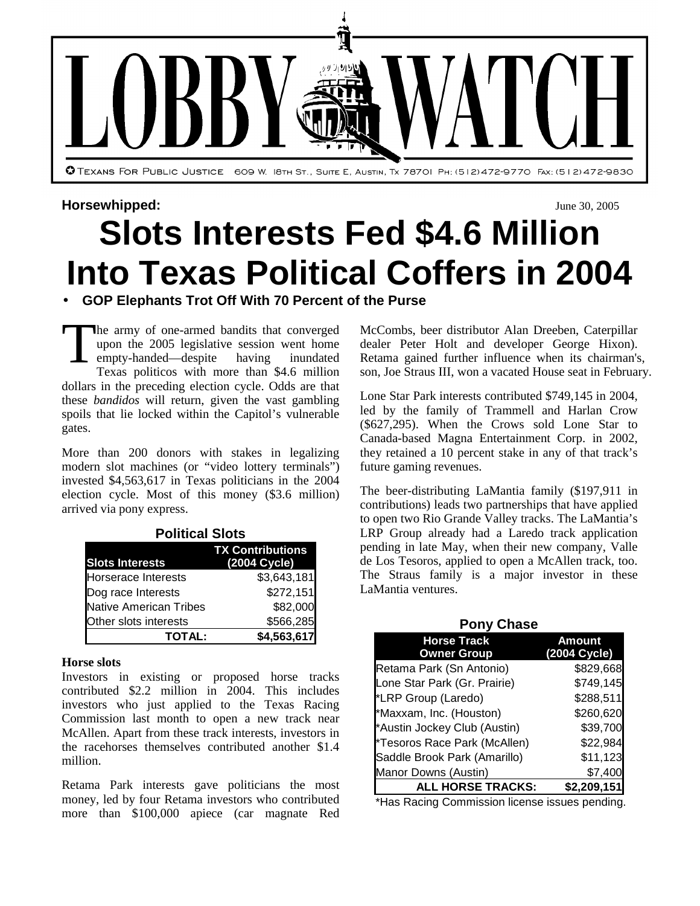# LOBBY WATCH

Texans For Public Justice 609 W. 18th St., Suite E, Austin, Tx 78701 Ph: (512)472-9770 Fax: (512)472-9830

**Horsewhipped:**

June 30, 2005

# Slots Interests Fed $4.6 Million Into Texas Political Coffers in 2004

- **GOP Elephants Trot Off With 70 Percent of the Purse**

The army of one-armed bandits that converged upon the 2005 legislative session went home empty-handed—despite having inundated Texas politicos with more than $4.6 million dollars in the preceding election cycle. Odds are that these *bandidos* will return, given the vast gambling spoils that lie locked within the Capitol's vulnerable gates.

More than 200 donors with stakes in legalizing modern slot machines (or "video lottery terminals") invested $4,563,617 in Texas politicians in the 2004 election cycle. Most of this money ($3.6 million) arrived via pony express.

**Political Slots**

| Slots Interests | TX Contributions (2004 Cycle) |
|---|---|
| Horserace Interests | $3,643,181 |
| Dog race Interests | $272,151 |
| Native American Tribes | $82,000 |
| Other slots interests | $566,285 |
| **TOTAL:** | **$4,563,617** |

**Horse slots**

Investors in existing or proposed horse tracks contributed $2.2 million in 2004. This includes investors who just applied to the Texas Racing Commission last month to open a new track near McAllen. Apart from these track interests, investors in the racehorses themselves contributed another $1.4 million.

Retama Park interests gave politicians the most money, led by four Retama investors who contributed more than $100,000 apiece (car magnate Red McCombs, beer distributor Alan Dreeben, Caterpillar dealer Peter Holt and developer George Hixon). Retama gained further influence when its chairman's, son, Joe Straus III, won a vacated House seat in February.

Lone Star Park interests contributed $749,145 in 2004, led by the family of Trammell and Harlan Crow ($627,295). When the Crows sold Lone Star to Canada-based Magna Entertainment Corp. in 2002, they retained a 10 percent stake in any of that track's future gaming revenues.

The beer-distributing LaMantia family ($197,911 in contributions) leads two partnerships that have applied to open two Rio Grande Valley tracks. The LaMantia's LRP Group already had a Laredo track application pending in late May, when their new company, Valle de Los Tesoros, applied to open a McAllen track, too. The Straus family is a major investor in these LaMantia ventures.

**Pony Chase**

| Horse Track Owner Group | Amount (2004 Cycle) |
|---|---|
| Retama Park (Sn Antonio) | $829,668 |
| Lone Star Park (Gr. Prairie) | $749,145 |
| *LRP Group (Laredo) | $288,511 |
| *Maxxam, Inc. (Houston) | $260,620 |
| *Austin Jockey Club (Austin) | $39,700 |
| *Tesoros Race Park (McAllen) | $22,984 |
| Saddle Brook Park (Amarillo) | $11,123 |
| Manor Downs (Austin) | $7,400 |
| **ALL HORSE TRACKS:** | **$2,209,151** |

*Has Racing Commission license issues pending.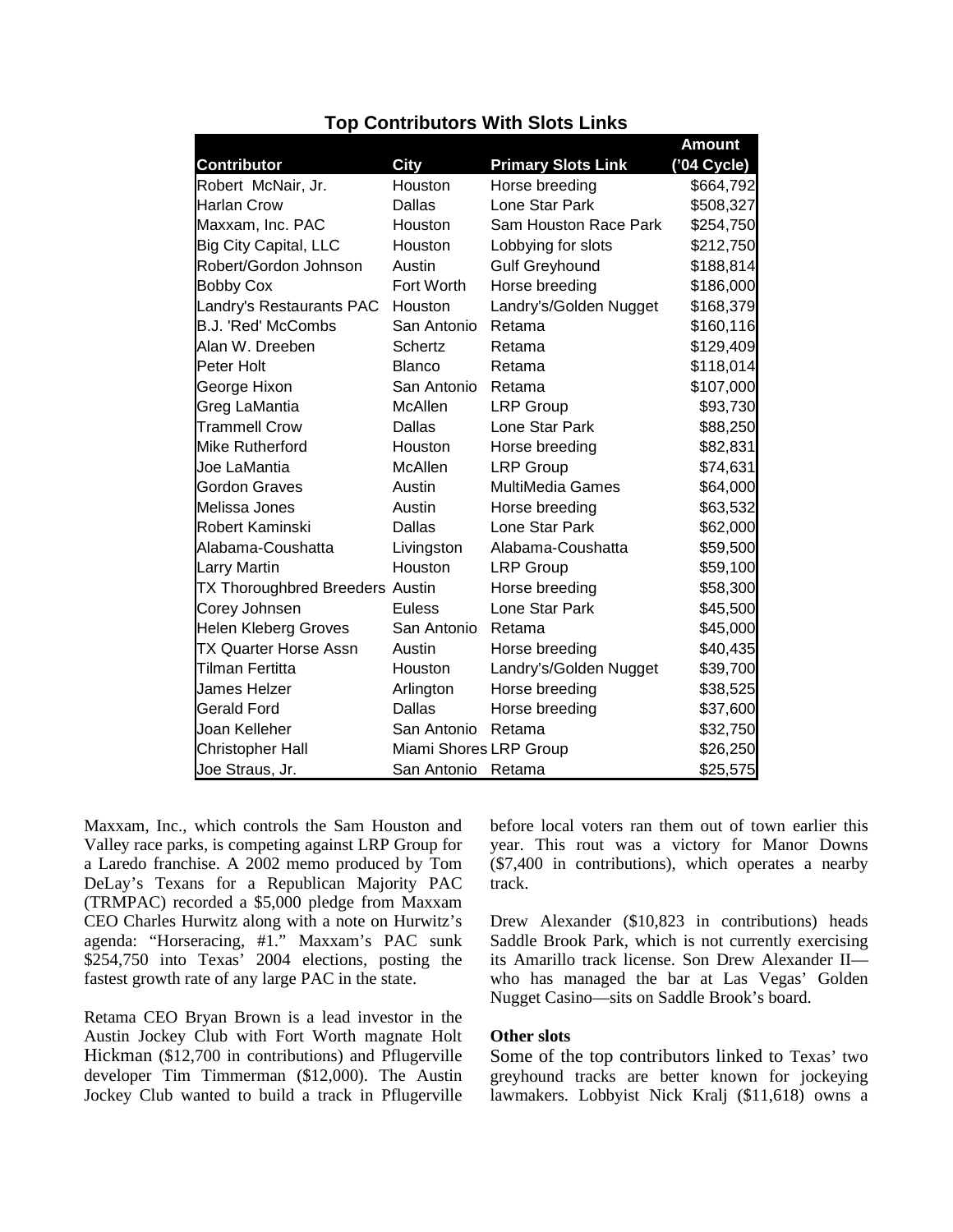**Top Contributors With Slots Links**

| Contributor | City | Primary Slots Link | Amount ('04 Cycle) |
|---|---|---|---|
| Robert McNair, Jr. | Houston | Horse breeding | $664,792 |
| Harlan Crow | Dallas | Lone Star Park | $508,327 |
| Maxxam, Inc. PAC | Houston | Sam Houston Race Park | $254,750 |
| Big City Capital, LLC | Houston | Lobbying for slots | $212,750 |
| Robert/Gordon Johnson | Austin | Gulf Greyhound | $188,814 |
| Bobby Cox | Fort Worth | Horse breeding | $186,000 |
| Landry's Restaurants PAC | Houston | Landry's/Golden Nugget | $168,379 |
| B.J. 'Red' McCombs | San Antonio | Retama | $160,116 |
| Alan W. Dreeben | Schertz | Retama | $129,409 |
| Peter Holt | Blanco | Retama | $118,014 |
| George Hixon | San Antonio | Retama | $107,000 |
| Greg LaMantia | McAllen | LRP Group | $93,730 |
| Trammell Crow | Dallas | Lone Star Park | $88,250 |
| Mike Rutherford | Houston | Horse breeding | $82,831 |
| Joe LaMantia | McAllen | LRP Group | $74,631 |
| Gordon Graves | Austin | MultiMedia Games | $64,000 |
| Melissa Jones | Austin | Horse breeding | $63,532 |
| Robert Kaminski | Dallas | Lone Star Park | $62,000 |
| Alabama-Coushatta | Livingston | Alabama-Coushatta | $59,500 |
| Larry Martin | Houston | LRP Group | $59,100 |
| TX Thoroughbred Breeders | Austin | Horse breeding | $58,300 |
| Corey Johnsen | Euless | Lone Star Park | $45,500 |
| Helen Kleberg Groves | San Antonio | Retama | $45,000 |
| TX Quarter Horse Assn | Austin | Horse breeding | $40,435 |
| Tilman Fertitta | Houston | Landry's/Golden Nugget | $39,700 |
| James Helzer | Arlington | Horse breeding | $38,525 |
| Gerald Ford | Dallas | Horse breeding | $37,600 |
| Joan Kelleher | San Antonio | Retama | $32,750 |
| Christopher Hall | Miami Shores | LRP Group | $26,250 |
| Joe Straus, Jr. | San Antonio | Retama | $25,575 |

Maxxam, Inc., which controls the Sam Houston and Valley race parks, is competing against LRP Group for a Laredo franchise. A 2002 memo produced by Tom DeLay's Texans for a Republican Majority PAC (TRMPAC) recorded a $5,000 pledge from Maxxam CEO Charles Hurwitz along with a note on Hurwitz's agenda: "Horseracing, #1." Maxxam's PAC sunk $254,750 into Texas' 2004 elections, posting the fastest growth rate of any large PAC in the state.

Retama CEO Bryan Brown is a lead investor in the Austin Jockey Club with Fort Worth magnate Holt Hickman ($12,700 in contributions) and Pflugerville developer Tim Timmerman ($12,000). The Austin Jockey Club wanted to build a track in Pflugerville before local voters ran them out of town earlier this year. This rout was a victory for Manor Downs ($7,400 in contributions), which operates a nearby track.

Drew Alexander ($10,823 in contributions) heads Saddle Brook Park, which is not currently exercising its Amarillo track license. Son Drew Alexander II—who has managed the bar at Las Vegas' Golden Nugget Casino—sits on Saddle Brook's board.

**Other slots**

Some of the top contributors linked to Texas' two greyhound tracks are better known for jockeying lawmakers. Lobbyist Nick Kralj ($11,618) owns a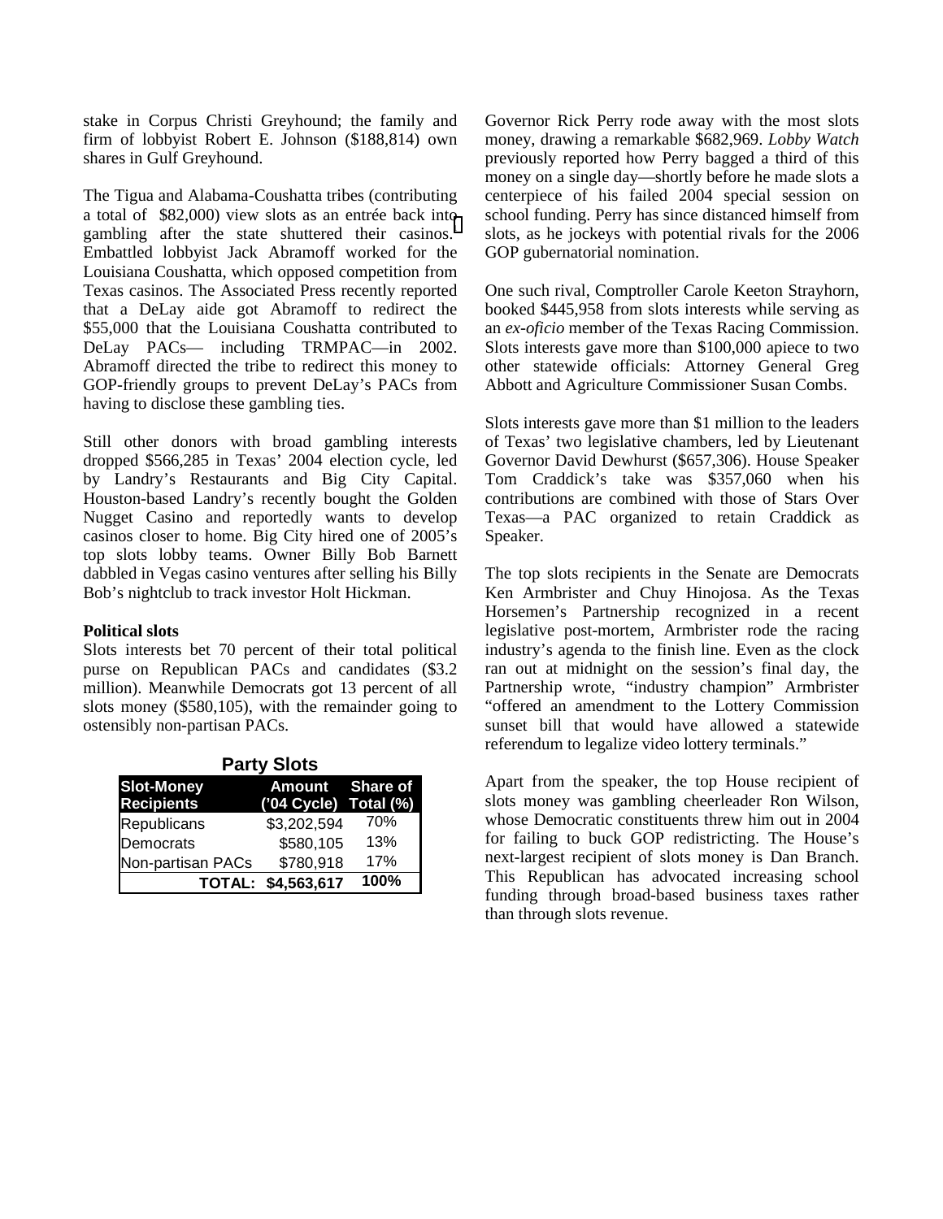stake in Corpus Christi Greyhound; the family and firm of lobbyist Robert E. Johnson ($188,814) own shares in Gulf Greyhound.

The Tigua and Alabama-Coushatta tribes (contributing a total of $82,000) view slots as an entrée back into gambling after the state shuttered their casinos. Embattled lobbyist Jack Abramoff worked for the Louisiana Coushatta, which opposed competition from Texas casinos. The Associated Press recently reported that a DeLay aide got Abramoff to redirect the $55,000 that the Louisiana Coushatta contributed to DeLay PACs— including TRMPAC—in 2002. Abramoff directed the tribe to redirect this money to GOP-friendly groups to prevent DeLay's PACs from having to disclose these gambling ties.

Still other donors with broad gambling interests dropped $566,285 in Texas' 2004 election cycle, led by Landry's Restaurants and Big City Capital. Houston-based Landry's recently bought the Golden Nugget Casino and reportedly wants to develop casinos closer to home. Big City hired one of 2005's top slots lobby teams. Owner Billy Bob Barnett dabbled in Vegas casino ventures after selling his Billy Bob's nightclub to track investor Holt Hickman.

**Political slots**

Slots interests bet 70 percent of their total political purse on Republican PACs and candidates ($3.2 million). Meanwhile Democrats got 13 percent of all slots money ($580,105), with the remainder going to ostensibly non-partisan PACs.

**Party Slots**

| Slot-Money Recipients | Amount ('04 Cycle) | Share of Total (%) |
|---|---|---|
| Republicans | $3,202,594 | 70% |
| Democrats | $580,105 | 13% |
| Non-partisan PACs | $780,918 | 17% |
| TOTAL: | $4,563,617 | 100% |

Governor Rick Perry rode away with the most slots money, drawing a remarkable $682,969. *Lobby Watch* previously reported how Perry bagged a third of this money on a single day—shortly before he made slots a centerpiece of his failed 2004 special session on school funding. Perry has since distanced himself from slots, as he jockeys with potential rivals for the 2006 GOP gubernatorial nomination.

One such rival, Comptroller Carole Keeton Strayhorn, booked $445,958 from slots interests while serving as an *ex-oficio* member of the Texas Racing Commission. Slots interests gave more than $100,000 apiece to two other statewide officials: Attorney General Greg Abbott and Agriculture Commissioner Susan Combs.

Slots interests gave more than $1 million to the leaders of Texas' two legislative chambers, led by Lieutenant Governor David Dewhurst ($657,306). House Speaker Tom Craddick's take was $357,060 when his contributions are combined with those of Stars Over Texas—a PAC organized to retain Craddick as Speaker.

The top slots recipients in the Senate are Democrats Ken Armbrister and Chuy Hinojosa. As the Texas Horsemen's Partnership recognized in a recent legislative post-mortem, Armbrister rode the racing industry's agenda to the finish line. Even as the clock ran out at midnight on the session's final day, the Partnership wrote, "industry champion" Armbrister "offered an amendment to the Lottery Commission sunset bill that would have allowed a statewide referendum to legalize video lottery terminals."

Apart from the speaker, the top House recipient of slots money was gambling cheerleader Ron Wilson, whose Democratic constituents threw him out in 2004 for failing to buck GOP redistricting. The House's next-largest recipient of slots money is Dan Branch. This Republican has advocated increasing school funding through broad-based business taxes rather than through slots revenue.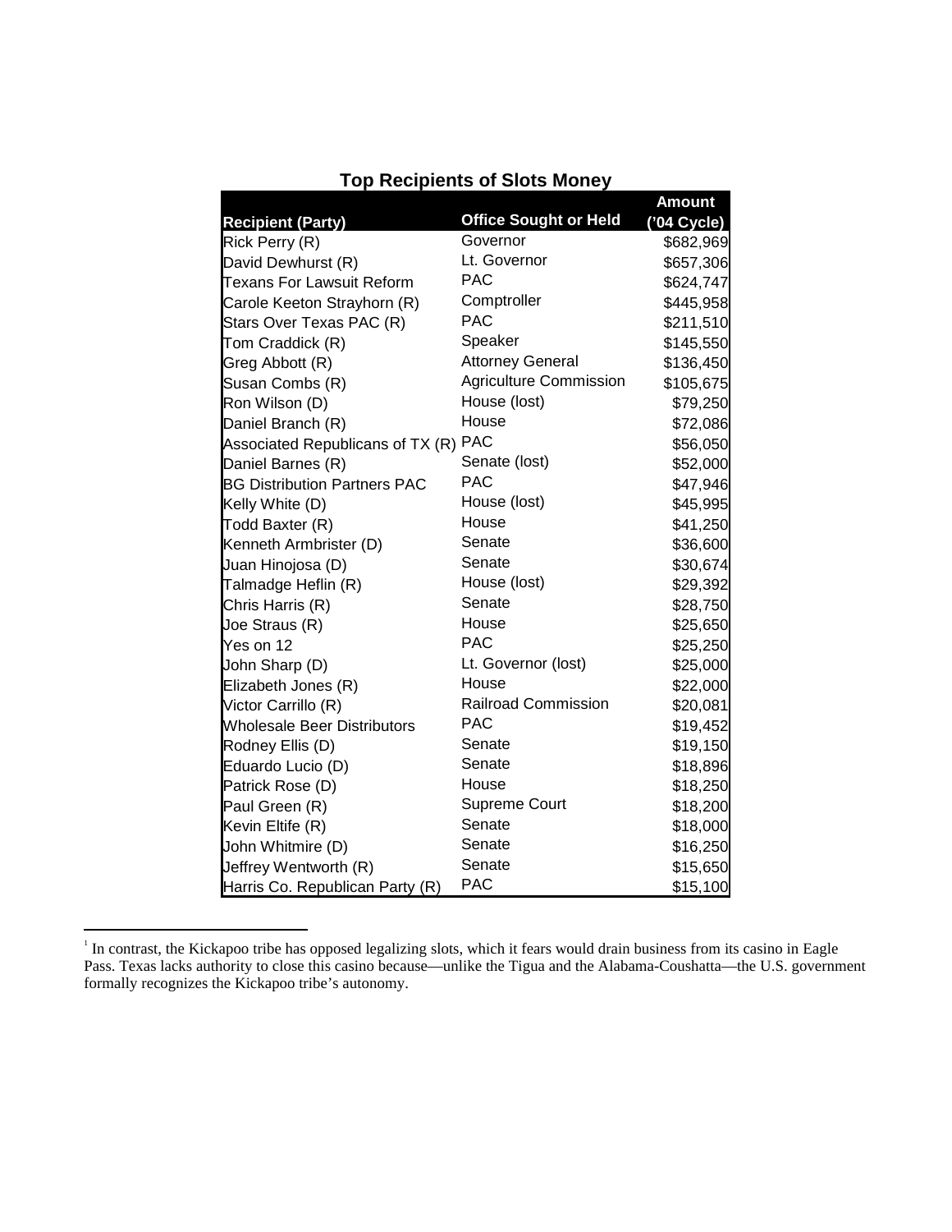**Top Recipients of Slots Money**

| Recipient (Party) | Office Sought or Held | Amount ('04 Cycle) |
|---|---|---|
| Rick Perry (R) | Governor | $682,969 |
| David Dewhurst (R) | Lt. Governor | $657,306 |
| Texans For Lawsuit Reform | PAC | $624,747 |
| Carole Keeton Strayhorn (R) | Comptroller | $445,958 |
| Stars Over Texas PAC (R) | PAC | $211,510 |
| Tom Craddick (R) | Speaker | $145,550 |
| Greg Abbott (R) | Attorney General | $136,450 |
| Susan Combs (R) | Agriculture Commission | $105,675 |
| Ron Wilson (D) | House (lost) | $79,250 |
| Daniel Branch (R) | House | $72,086 |
| Associated Republicans of TX (R) | PAC | $56,050 |
| Daniel Barnes (R) | Senate (lost) | $52,000 |
| BG Distribution Partners PAC | PAC | $47,946 |
| Kelly White (D) | House (lost) | $45,995 |
| Todd Baxter (R) | House | $41,250 |
| Kenneth Armbrister (D) | Senate | $36,600 |
| Juan Hinojosa (D) | Senate | $30,674 |
| Talmadge Heflin (R) | House (lost) | $29,392 |
| Chris Harris (R) | Senate | $28,750 |
| Joe Straus (R) | House | $25,650 |
| Yes on 12 | PAC | $25,250 |
| John Sharp (D) | Lt. Governor (lost) | $25,000 |
| Elizabeth Jones (R) | House | $22,000 |
| Victor Carrillo (R) | Railroad Commission | $20,081 |
| Wholesale Beer Distributors | PAC | $19,452 |
| Rodney Ellis (D) | Senate | $19,150 |
| Eduardo Lucio (D) | Senate | $18,896 |
| Patrick Rose (D) | House | $18,250 |
| Paul Green (R) | Supreme Court | $18,200 |
| Kevin Eltife (R) | Senate | $18,000 |
| John Whitmire (D) | Senate | $16,250 |
| Jeffrey Wentworth (R) | Senate | $15,650 |
| Harris Co. Republican Party (R) | PAC | $15,100 |

[1] In contrast, the Kickapoo tribe has opposed legalizing slots, which it fears would drain business from its casino in Eagle Pass. Texas lacks authority to close this casino because—unlike the Tigua and the Alabama-Coushatta—the U.S. government formally recognizes the Kickapoo tribe's autonomy.